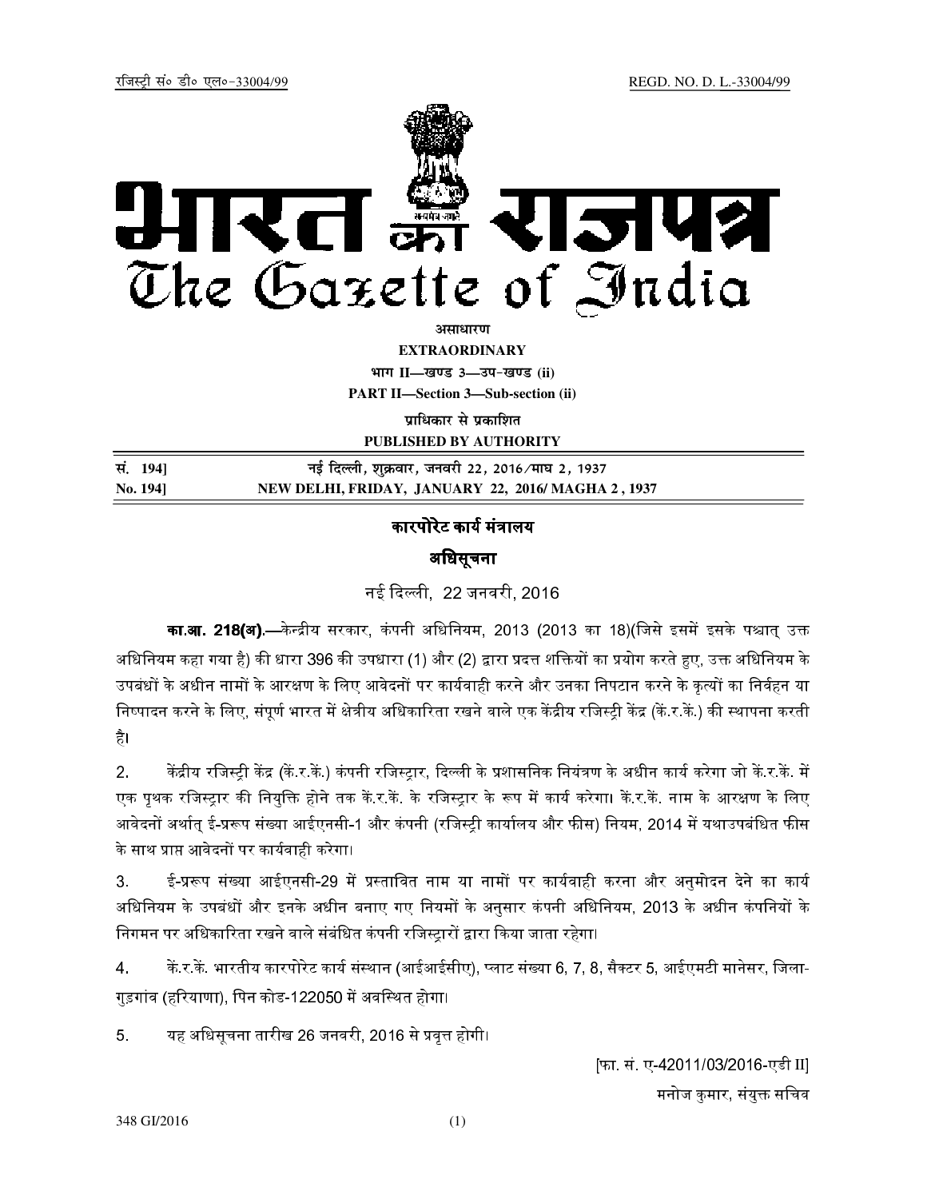रजिस्ट्री सं० डी० एल०-33004/99 REGD. NO. D. L.-33004/99

# भारत का राजपत्र
# The Gazette of India

असाधारण

**EXTRAORDINARY**

भाग II—खण्ड 3—उप-खण्ड (ii)

**PART II—Section 3—Sub-section (ii)**

प्राधिकार से प्रकाशित

**PUBLISHED BY AUTHORITY**

सं. 194] नई दिल्ली, शुक्रवार, जनवरी 22, 2016/माघ 2, 1937

No. 194] NEW DELHI, FRIDAY, JANUARY 22, 2016/ MAGHA 2, 1937

## कारपोरेट कार्य मंत्रालय

### अधिसूचना

नई दिल्ली, 22 जनवरी, 2016

**का.आ. 218(अ).**—केन्द्रीय सरकार, कंपनी अधिनियम, 2013 (2013 का 18)(जिसे इसमें इसके पश्चात् उक्त अधिनियम कहा गया है) की धारा 396 की उपधारा (1) और (2) द्वारा प्रदत्त शक्तियों का प्रयोग करते हुए, उक्त अधिनियम के उपबंधों के अधीन नामों के आरक्षण के लिए आवेदनों पर कार्यवाही करने और उनका निपटान करने के कृत्यों का निर्वहन या निष्पादन करने के लिए, संपूर्ण भारत में क्षेत्रीय अधिकारिता रखने वाले एक केंद्रीय रजिस्ट्री केंद्र (कें.र.कें.) की स्थापना करती है।

2. केंद्रीय रजिस्ट्री केंद्र (कें.र.कें.) कंपनी रजिस्ट्रार, दिल्ली के प्रशासनिक नियंत्रण के अधीन कार्य करेगा जो कें.र.कें. में एक पृथक रजिस्ट्रार की नियुक्ति होने तक कें.र.कें. के रजिस्ट्रार के रूप में कार्य करेगा। कें.र.कें. नाम के आरक्षण के लिए आवेदनों अर्थात् ई-प्ररूप संख्या आईएनसी-1 और कंपनी (रजिस्ट्री कार्यालय और फीस) नियम, 2014 में यथाउपबंधित फीस के साथ प्राप्त आवेदनों पर कार्यवाही करेगा।

3. ई-प्ररूप संख्या आईएनसी-29 में प्रस्तावित नाम या नामों पर कार्यवाही करना और अनुमोदन देने का कार्य अधिनियम के उपबंधों और इनके अधीन बनाए गए नियमों के अनुसार कंपनी अधिनियम, 2013 के अधीन कंपनियों के निगमन पर अधिकारिता रखने वाले संबंधित कंपनी रजिस्ट्रारों द्वारा किया जाता रहेगा।

4. कें.र.कें. भारतीय कारपोरेट कार्य संस्थान (आईआईसीए), प्लाट संख्या 6, 7, 8, सैक्टर 5, आईएमटी मानेसर, जिला-गुड़गांव (हरियाणा), पिन कोड-122050 में अवस्थित होगा।

5. यह अधिसूचना तारीख 26 जनवरी, 2016 से प्रवृत्त होगी।

[फा. सं. ए-42011/03/2016-एडी II]

मनोज कुमार, संयुक्त सचिव

348 GI/2016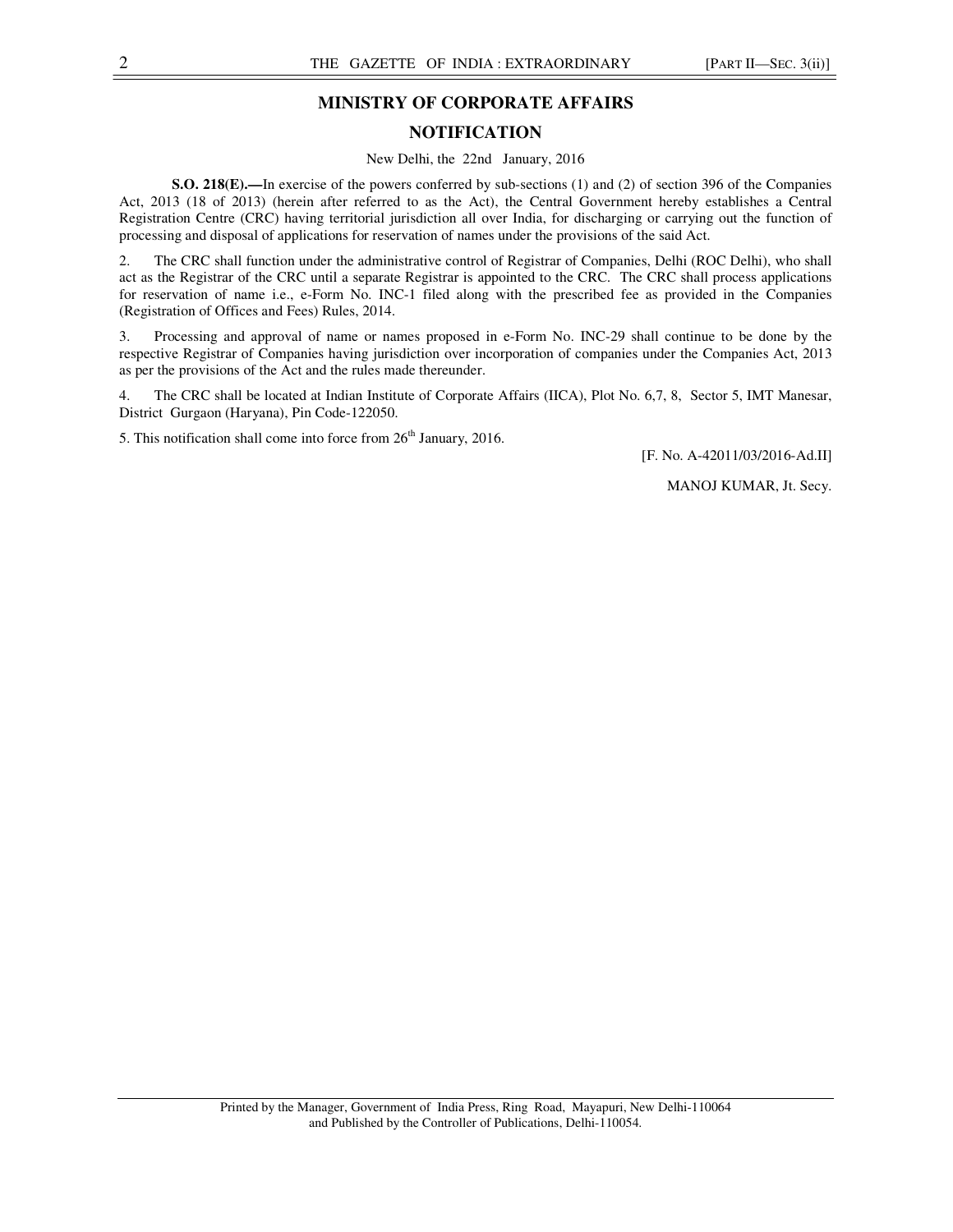## MINISTRY OF CORPORATE AFFAIRS

## NOTIFICATION

New Delhi, the 22nd January, 2016

**S.O. 218(E).—**In exercise of the powers conferred by sub-sections (1) and (2) of section 396 of the Companies Act, 2013 (18 of 2013) (herein after referred to as the Act), the Central Government hereby establishes a Central Registration Centre (CRC) having territorial jurisdiction all over India, for discharging or carrying out the function of processing and disposal of applications for reservation of names under the provisions of the said Act.

2. The CRC shall function under the administrative control of Registrar of Companies, Delhi (ROC Delhi), who shall act as the Registrar of the CRC until a separate Registrar is appointed to the CRC. The CRC shall process applications for reservation of name i.e., e-Form No. INC-1 filed along with the prescribed fee as provided in the Companies (Registration of Offices and Fees) Rules, 2014.

3. Processing and approval of name or names proposed in e-Form No. INC-29 shall continue to be done by the respective Registrar of Companies having jurisdiction over incorporation of companies under the Companies Act, 2013 as per the provisions of the Act and the rules made thereunder.

4. The CRC shall be located at Indian Institute of Corporate Affairs (IICA), Plot No. 6,7, 8, Sector 5, IMT Manesar, District Gurgaon (Haryana), Pin Code-122050.

5. This notification shall come into force from 26th January, 2016.

[F. No. A-42011/03/2016-Ad.II]

MANOJ KUMAR, Jt. Secy.

Printed by the Manager, Government of India Press, Ring Road, Mayapuri, New Delhi-110064 and Published by the Controller of Publications, Delhi-110054.